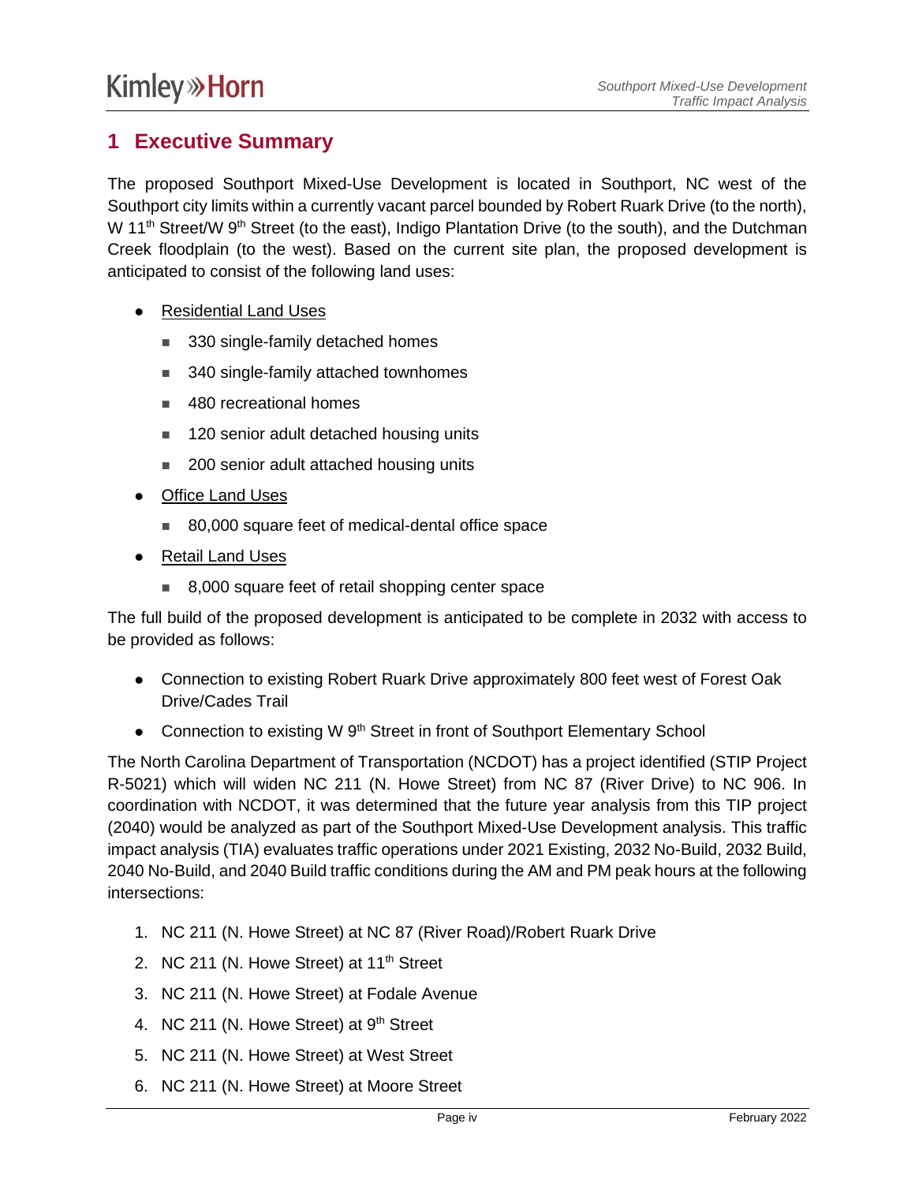# 1 Executive Summary

The proposed Southport Mixed-Use Development is located in Southport, NC west of the Southport city limits within a currently vacant parcel bounded by Robert Ruark Drive (to the north), W 11th Street/W 9th Street (to the east), Indigo Plantation Drive (to the south), and the Dutchman Creek floodplain (to the west). Based on the current site plan, the proposed development is anticipated to consist of the following land uses:

- Residential Land Uses
  - 330 single-family detached homes
  - 340 single-family attached townhomes
  - 480 recreational homes
  - 120 senior adult detached housing units
  - 200 senior adult attached housing units
- Office Land Uses
  - 80,000 square feet of medical-dental office space
- Retail Land Uses
  - 8,000 square feet of retail shopping center space

The full build of the proposed development is anticipated to be complete in 2032 with access to be provided as follows:

- Connection to existing Robert Ruark Drive approximately 800 feet west of Forest Oak Drive/Cades Trail
- Connection to existing W 9th Street in front of Southport Elementary School

The North Carolina Department of Transportation (NCDOT) has a project identified (STIP Project R-5021) which will widen NC 211 (N. Howe Street) from NC 87 (River Drive) to NC 906. In coordination with NCDOT, it was determined that the future year analysis from this TIP project (2040) would be analyzed as part of the Southport Mixed-Use Development analysis. This traffic impact analysis (TIA) evaluates traffic operations under 2021 Existing, 2032 No-Build, 2032 Build, 2040 No-Build, and 2040 Build traffic conditions during the AM and PM peak hours at the following intersections:

1. NC 211 (N. Howe Street) at NC 87 (River Road)/Robert Ruark Drive
2. NC 211 (N. Howe Street) at 11th Street
3. NC 211 (N. Howe Street) at Fodale Avenue
4. NC 211 (N. Howe Street) at 9th Street
5. NC 211 (N. Howe Street) at West Street
6. NC 211 (N. Howe Street) at Moore Street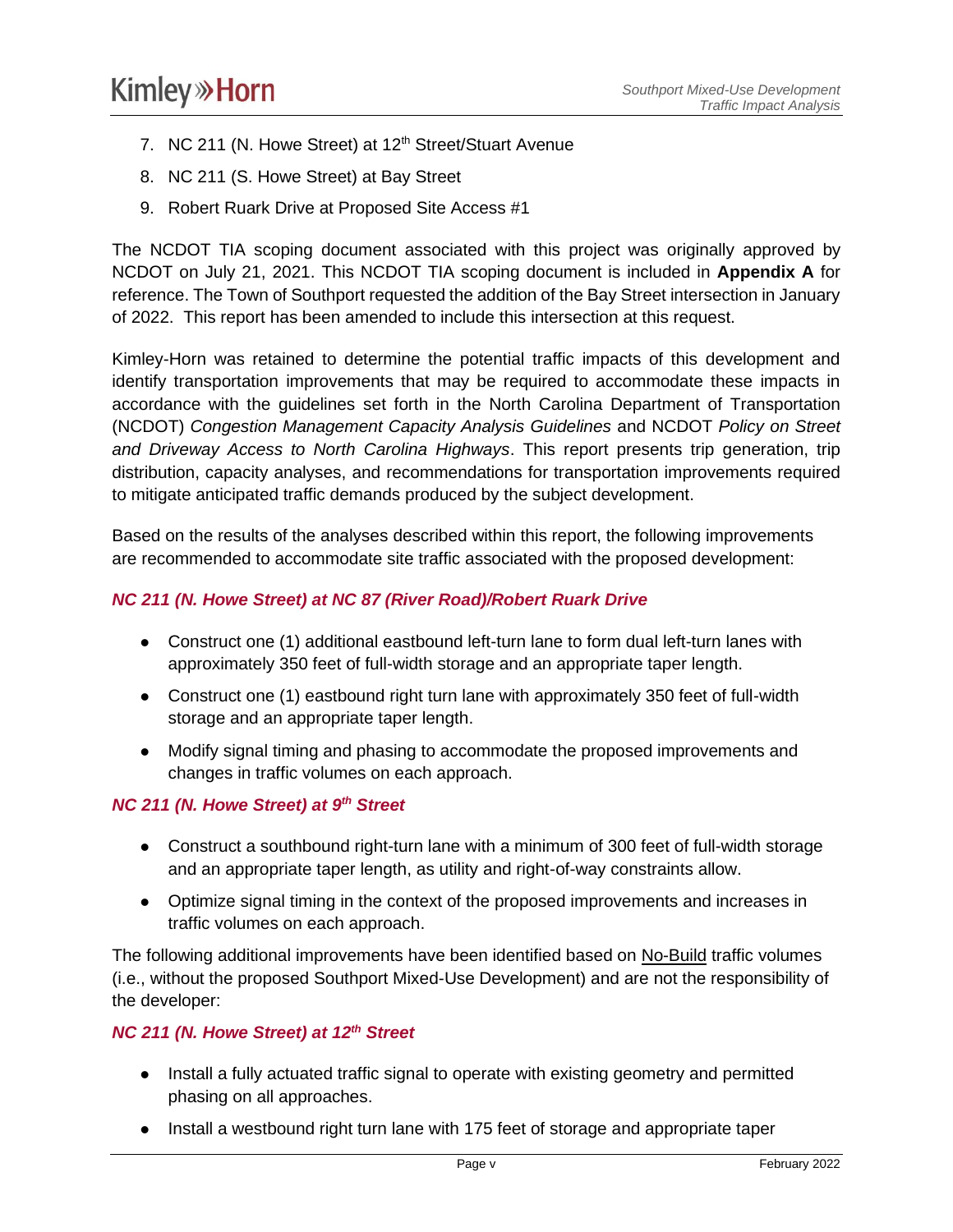7. NC 211 (N. Howe Street) at 12th Street/Stuart Avenue
8. NC 211 (S. Howe Street) at Bay Street
9. Robert Ruark Drive at Proposed Site Access #1

The NCDOT TIA scoping document associated with this project was originally approved by NCDOT on July 21, 2021. This NCDOT TIA scoping document is included in **Appendix A** for reference. The Town of Southport requested the addition of the Bay Street intersection in January of 2022. This report has been amended to include this intersection at this request.

Kimley-Horn was retained to determine the potential traffic impacts of this development and identify transportation improvements that may be required to accommodate these impacts in accordance with the guidelines set forth in the North Carolina Department of Transportation (NCDOT) *Congestion Management Capacity Analysis Guidelines* and NCDOT *Policy on Street and Driveway Access to North Carolina Highways*. This report presents trip generation, trip distribution, capacity analyses, and recommendations for transportation improvements required to mitigate anticipated traffic demands produced by the subject development.

Based on the results of the analyses described within this report, the following improvements are recommended to accommodate site traffic associated with the proposed development:

***NC 211 (N. Howe Street) at NC 87 (River Road)/Robert Ruark Drive***

- Construct one (1) additional eastbound left-turn lane to form dual left-turn lanes with approximately 350 feet of full-width storage and an appropriate taper length.
- Construct one (1) eastbound right turn lane with approximately 350 feet of full-width storage and an appropriate taper length.
- Modify signal timing and phasing to accommodate the proposed improvements and changes in traffic volumes on each approach.

***NC 211 (N. Howe Street) at 9th Street***

- Construct a southbound right-turn lane with a minimum of 300 feet of full-width storage and an appropriate taper length, as utility and right-of-way constraints allow.
- Optimize signal timing in the context of the proposed improvements and increases in traffic volumes on each approach.

The following additional improvements have been identified based on <u>No-Build</u> traffic volumes (i.e., without the proposed Southport Mixed-Use Development) and are not the responsibility of the developer:

***NC 211 (N. Howe Street) at 12th Street***

- Install a fully actuated traffic signal to operate with existing geometry and permitted phasing on all approaches.
- Install a westbound right turn lane with 175 feet of storage and appropriate taper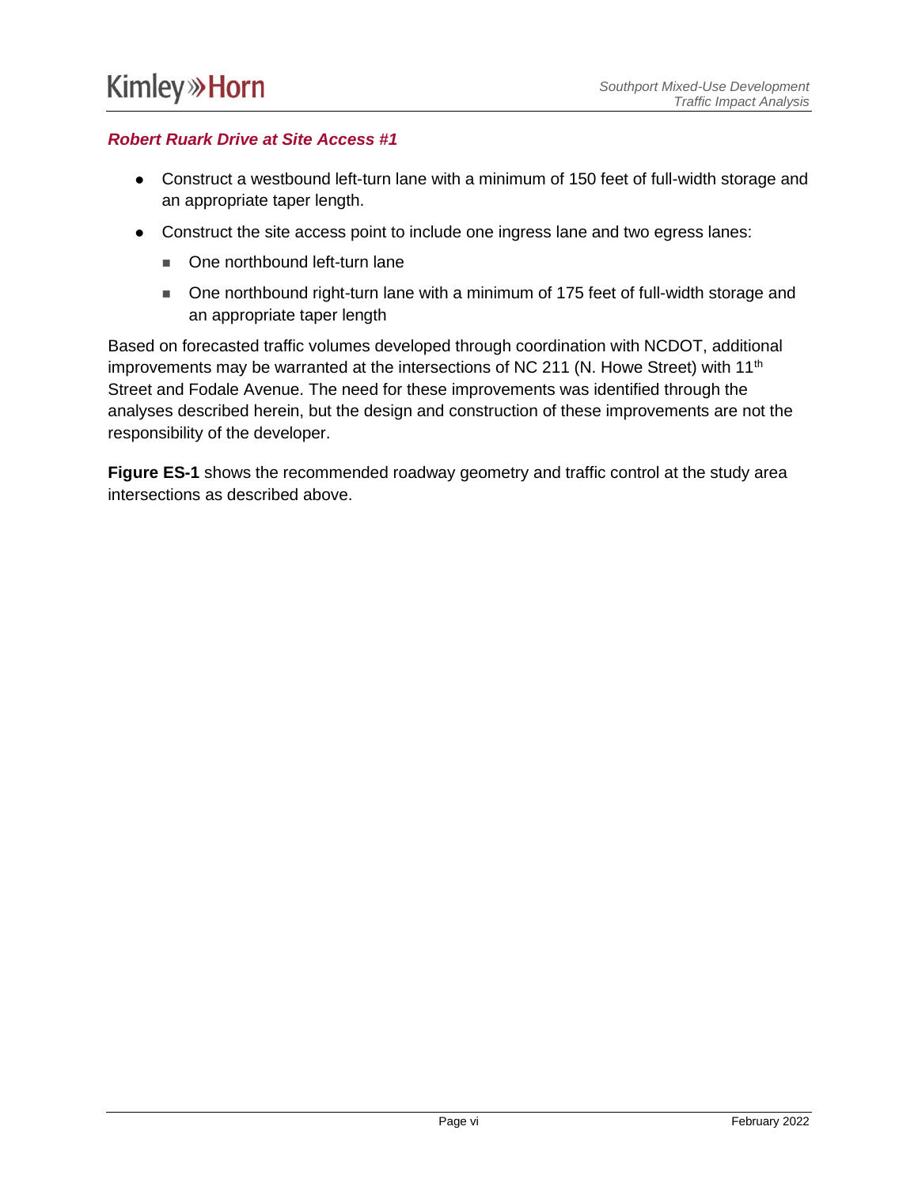***Robert Ruark Drive at Site Access #1***

- Construct a westbound left-turn lane with a minimum of 150 feet of full-width storage and an appropriate taper length.
- Construct the site access point to include one ingress lane and two egress lanes:
  - One northbound left-turn lane
  - One northbound right-turn lane with a minimum of 175 feet of full-width storage and an appropriate taper length

Based on forecasted traffic volumes developed through coordination with NCDOT, additional improvements may be warranted at the intersections of NC 211 (N. Howe Street) with 11$^{th}$ Street and Fodale Avenue. The need for these improvements was identified through the analyses described herein, but the design and construction of these improvements are not the responsibility of the developer.

**Figure ES-1** shows the recommended roadway geometry and traffic control at the study area intersections as described above.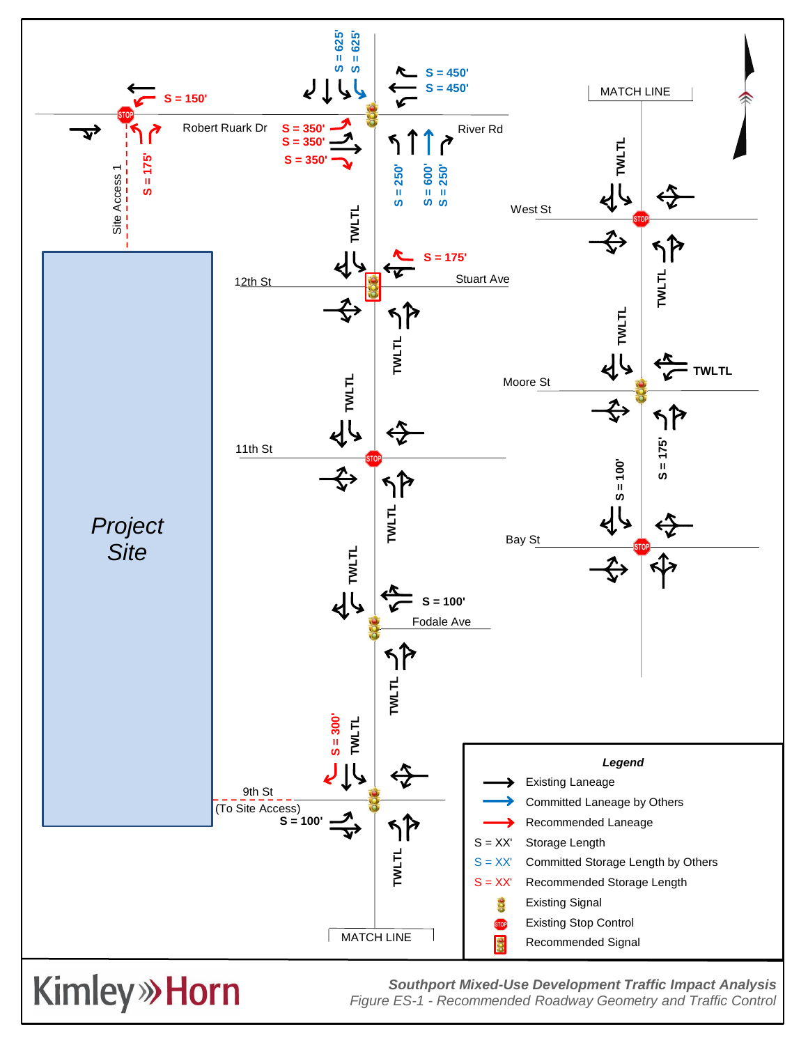MATCH LINE

S = 625'
S = 625'
S = 450'
S = 450'
S = 150'

Robert Ruark Dr

S = 350'
S = 350'
S = 350'

River Rd

S = 175'

Site Access 1

S = 250'
S = 600'
S = 250'

TWLTL

West St

TWLTL

S = 175'

12th St

Stuart Ave

TWLTL

TWLTL

TWLTL

Moore St

TWLTL

TWLTL

11th St

S = 175'
S = 100'

TWLTL

Bay St

TWLTL

S = 100'

Fodale Ave

Project Site

TWLTL

S = 300'
TWLTL

9th St
(To Site Access)
S = 100'

TWLTL

MATCH LINE

*Legend*

- Existing Laneage
- Committed Laneage by Others
- Recommended Laneage
- S = XX' Storage Length
- S = XX' Committed Storage Length by Others
- S = XX' Recommended Storage Length
- Existing Signal
- Existing Stop Control
- Recommended Signal

Kimley»Horn

***Southport Mixed-Use Development Traffic Impact Analysis***

*Figure ES-1 - Recommended Roadway Geometry and Traffic Control*